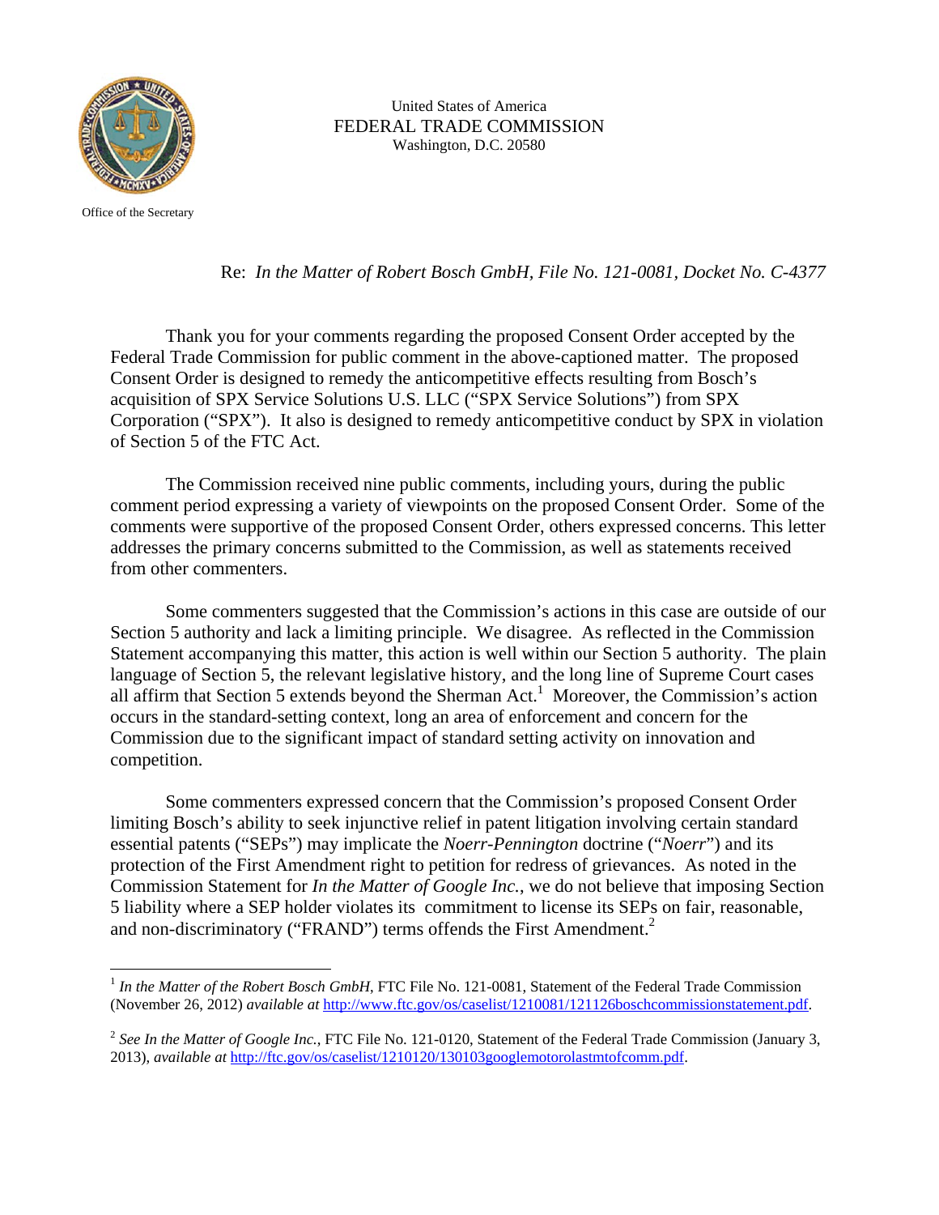United States of America
FEDERAL TRADE COMMISSION
Washington, D.C. 20580

Office of the Secretary

Re: *In the Matter of Robert Bosch GmbH, File No. 121-0081, Docket No. C-4377*

Thank you for your comments regarding the proposed Consent Order accepted by the Federal Trade Commission for public comment in the above-captioned matter. The proposed Consent Order is designed to remedy the anticompetitive effects resulting from Bosch's acquisition of SPX Service Solutions U.S. LLC ("SPX Service Solutions") from SPX Corporation ("SPX"). It also is designed to remedy anticompetitive conduct by SPX in violation of Section 5 of the FTC Act.

The Commission received nine public comments, including yours, during the public comment period expressing a variety of viewpoints on the proposed Consent Order. Some of the comments were supportive of the proposed Consent Order, others expressed concerns. This letter addresses the primary concerns submitted to the Commission, as well as statements received from other commenters.

Some commenters suggested that the Commission's actions in this case are outside of our Section 5 authority and lack a limiting principle. We disagree. As reflected in the Commission Statement accompanying this matter, this action is well within our Section 5 authority. The plain language of Section 5, the relevant legislative history, and the long line of Supreme Court cases all affirm that Section 5 extends beyond the Sherman Act.[1] Moreover, the Commission's action occurs in the standard-setting context, long an area of enforcement and concern for the Commission due to the significant impact of standard setting activity on innovation and competition.

Some commenters expressed concern that the Commission's proposed Consent Order limiting Bosch's ability to seek injunctive relief in patent litigation involving certain standard essential patents ("SEPs") may implicate the *Noerr-Pennington* doctrine ("*Noerr*") and its protection of the First Amendment right to petition for redress of grievances. As noted in the Commission Statement for *In the Matter of Google Inc.*, we do not believe that imposing Section 5 liability where a SEP holder violates its commitment to license its SEPs on fair, reasonable, and non-discriminatory ("FRAND") terms offends the First Amendment.[2]

---

[1] *In the Matter of the Robert Bosch GmbH*, FTC File No. 121-0081, Statement of the Federal Trade Commission (November 26, 2012) *available at* http://www.ftc.gov/os/caselist/1210081/121126boschcommissionstatement.pdf.

[2] *See In the Matter of Google Inc.*, FTC File No. 121-0120, Statement of the Federal Trade Commission (January 3, 2013), *available at* http://ftc.gov/os/caselist/1210120/130103googlemotorolastmtofcomm.pdf.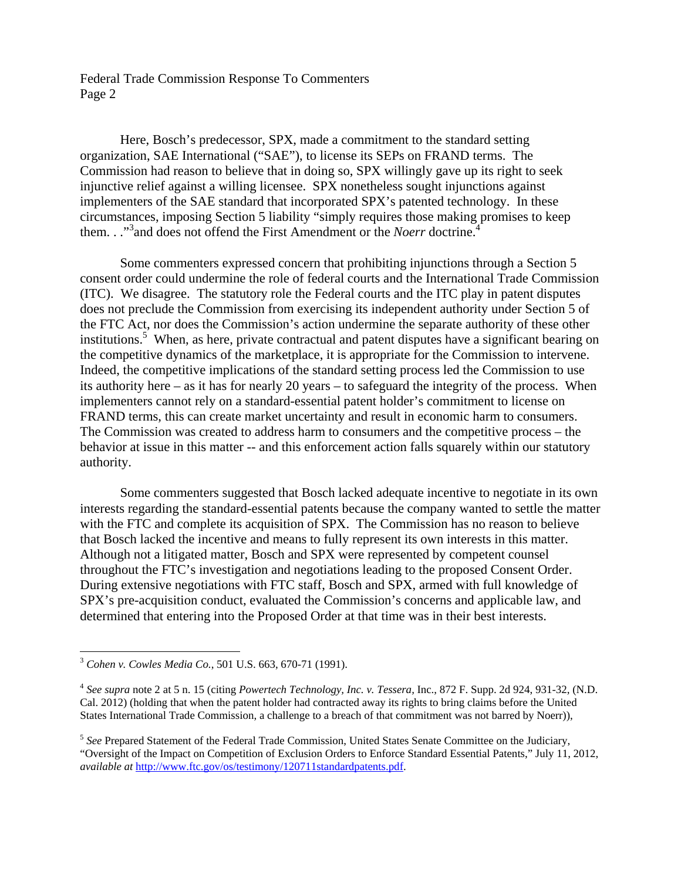Here, Bosch's predecessor, SPX, made a commitment to the standard setting organization, SAE International ("SAE"), to license its SEPs on FRAND terms. The Commission had reason to believe that in doing so, SPX willingly gave up its right to seek injunctive relief against a willing licensee. SPX nonetheless sought injunctions against implementers of the SAE standard that incorporated SPX's patented technology. In these circumstances, imposing Section 5 liability "simply requires those making promises to keep them. . ."[3] and does not offend the First Amendment or the *Noerr* doctrine.[4]

Some commenters expressed concern that prohibiting injunctions through a Section 5 consent order could undermine the role of federal courts and the International Trade Commission (ITC). We disagree. The statutory role the Federal courts and the ITC play in patent disputes does not preclude the Commission from exercising its independent authority under Section 5 of the FTC Act, nor does the Commission's action undermine the separate authority of these other institutions.[5] When, as here, private contractual and patent disputes have a significant bearing on the competitive dynamics of the marketplace, it is appropriate for the Commission to intervene. Indeed, the competitive implications of the standard setting process led the Commission to use its authority here – as it has for nearly 20 years – to safeguard the integrity of the process. When implementers cannot rely on a standard-essential patent holder's commitment to license on FRAND terms, this can create market uncertainty and result in economic harm to consumers. The Commission was created to address harm to consumers and the competitive process – the behavior at issue in this matter -- and this enforcement action falls squarely within our statutory authority.

Some commenters suggested that Bosch lacked adequate incentive to negotiate in its own interests regarding the standard-essential patents because the company wanted to settle the matter with the FTC and complete its acquisition of SPX. The Commission has no reason to believe that Bosch lacked the incentive and means to fully represent its own interests in this matter. Although not a litigated matter, Bosch and SPX were represented by competent counsel throughout the FTC's investigation and negotiations leading to the proposed Consent Order. During extensive negotiations with FTC staff, Bosch and SPX, armed with full knowledge of SPX's pre-acquisition conduct, evaluated the Commission's concerns and applicable law, and determined that entering into the Proposed Order at that time was in their best interests.

---

[3] *Cohen v. Cowles Media Co.*, 501 U.S. 663, 670-71 (1991).

[4] *See supra* note 2 at 5 n. 15 (citing *Powertech Technology, Inc. v. Tessera,* Inc., 872 F. Supp. 2d 924, 931-32, (N.D. Cal. 2012) (holding that when the patent holder had contracted away its rights to bring claims before the United States International Trade Commission, a challenge to a breach of that commitment was not barred by Noerr)),

[5] *See* Prepared Statement of the Federal Trade Commission, United States Senate Committee on the Judiciary, "Oversight of the Impact on Competition of Exclusion Orders to Enforce Standard Essential Patents," July 11, 2012, *available at* http://www.ftc.gov/os/testimony/120711standardpatents.pdf.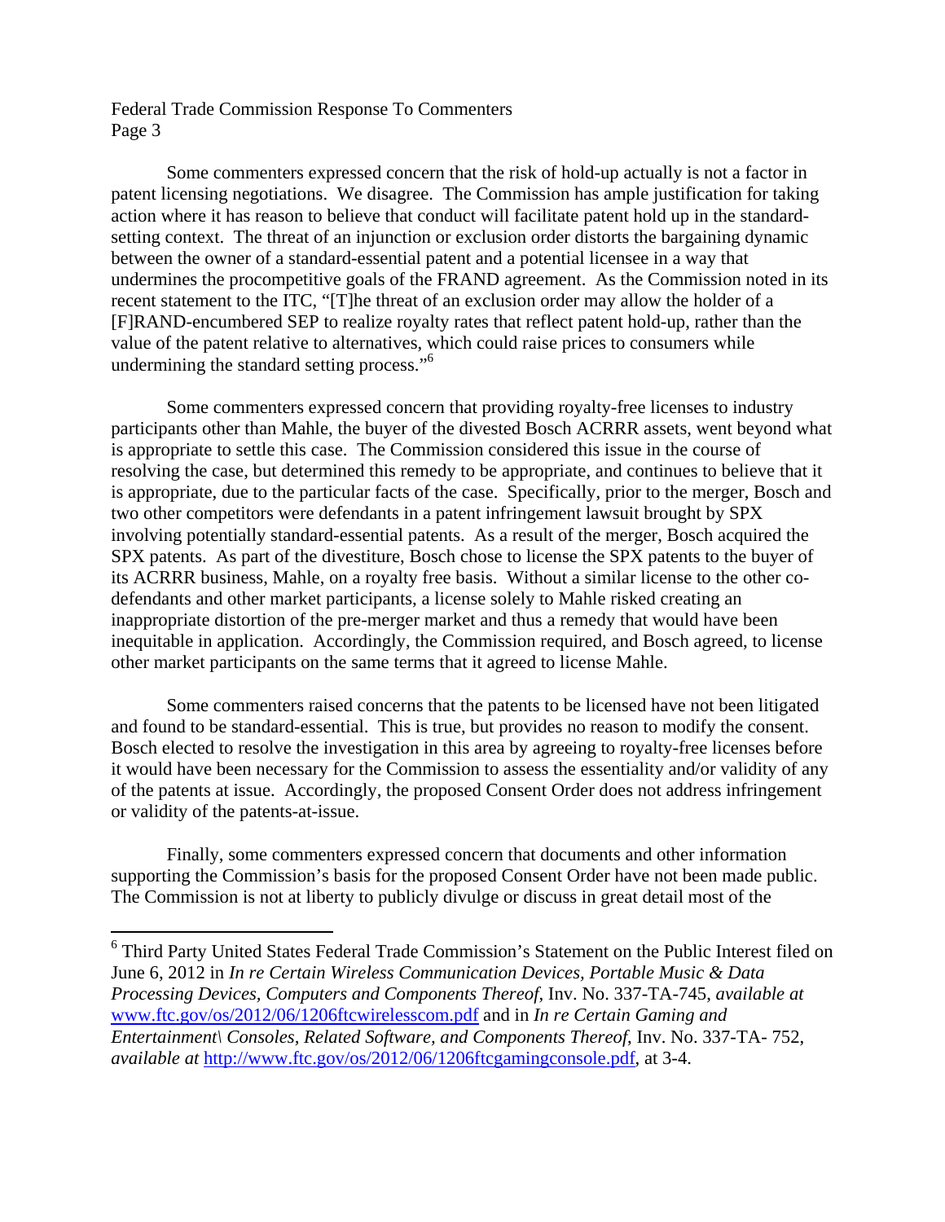Some commenters expressed concern that the risk of hold-up actually is not a factor in patent licensing negotiations. We disagree. The Commission has ample justification for taking action where it has reason to believe that conduct will facilitate patent hold up in the standard-setting context. The threat of an injunction or exclusion order distorts the bargaining dynamic between the owner of a standard-essential patent and a potential licensee in a way that undermines the procompetitive goals of the FRAND agreement. As the Commission noted in its recent statement to the ITC, "[T]he threat of an exclusion order may allow the holder of a [F]RAND-encumbered SEP to realize royalty rates that reflect patent hold-up, rather than the value of the patent relative to alternatives, which could raise prices to consumers while undermining the standard setting process."[6]

Some commenters expressed concern that providing royalty-free licenses to industry participants other than Mahle, the buyer of the divested Bosch ACRRR assets, went beyond what is appropriate to settle this case. The Commission considered this issue in the course of resolving the case, but determined this remedy to be appropriate, and continues to believe that it is appropriate, due to the particular facts of the case. Specifically, prior to the merger, Bosch and two other competitors were defendants in a patent infringement lawsuit brought by SPX involving potentially standard-essential patents. As a result of the merger, Bosch acquired the SPX patents. As part of the divestiture, Bosch chose to license the SPX patents to the buyer of its ACRRR business, Mahle, on a royalty free basis. Without a similar license to the other co-defendants and other market participants, a license solely to Mahle risked creating an inappropriate distortion of the pre-merger market and thus a remedy that would have been inequitable in application. Accordingly, the Commission required, and Bosch agreed, to license other market participants on the same terms that it agreed to license Mahle.

Some commenters raised concerns that the patents to be licensed have not been litigated and found to be standard-essential. This is true, but provides no reason to modify the consent. Bosch elected to resolve the investigation in this area by agreeing to royalty-free licenses before it would have been necessary for the Commission to assess the essentiality and/or validity of any of the patents at issue. Accordingly, the proposed Consent Order does not address infringement or validity of the patents-at-issue.

Finally, some commenters expressed concern that documents and other information supporting the Commission's basis for the proposed Consent Order have not been made public. The Commission is not at liberty to publicly divulge or discuss in great detail most of the

---

[6] Third Party United States Federal Trade Commission's Statement on the Public Interest filed on June 6, 2012 in *In re Certain Wireless Communication Devices, Portable Music & Data Processing Devices, Computers and Components Thereof*, Inv. No. 337-TA-745, *available at* www.ftc.gov/os/2012/06/1206ftcwirelesscom.pdf and in *In re Certain Gaming and Entertainment\ Consoles, Related Software, and Components Thereof*, Inv. No. 337-TA- 752, *available at* http://www.ftc.gov/os/2012/06/1206ftcgamingconsole.pdf, at 3-4.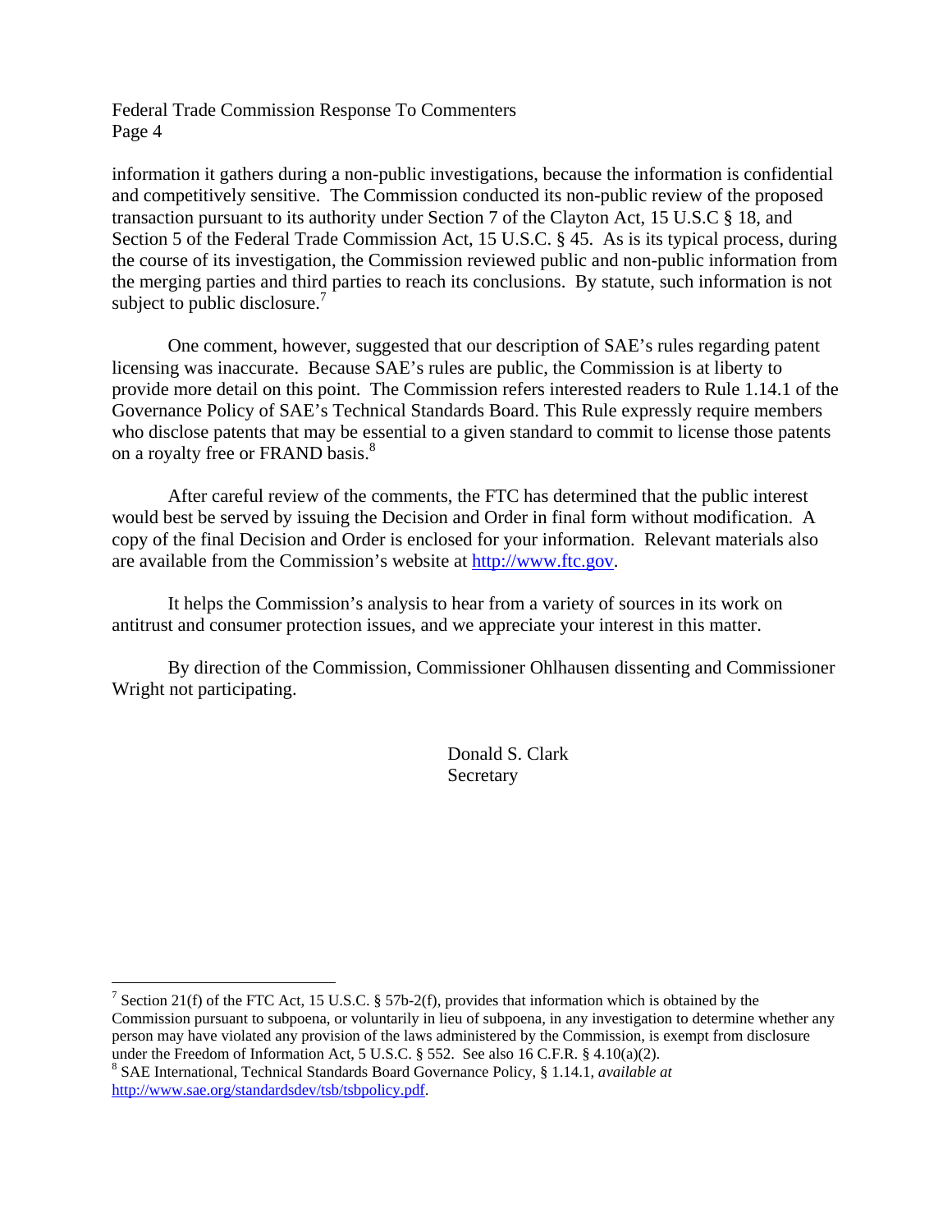information it gathers during a non-public investigations, because the information is confidential and competitively sensitive. The Commission conducted its non-public review of the proposed transaction pursuant to its authority under Section 7 of the Clayton Act, 15 U.S.C § 18, and Section 5 of the Federal Trade Commission Act, 15 U.S.C. § 45. As is its typical process, during the course of its investigation, the Commission reviewed public and non-public information from the merging parties and third parties to reach its conclusions. By statute, such information is not subject to public disclosure.[7]

One comment, however, suggested that our description of SAE's rules regarding patent licensing was inaccurate. Because SAE's rules are public, the Commission is at liberty to provide more detail on this point. The Commission refers interested readers to Rule 1.14.1 of the Governance Policy of SAE's Technical Standards Board. This Rule expressly require members who disclose patents that may be essential to a given standard to commit to license those patents on a royalty free or FRAND basis.[8]

After careful review of the comments, the FTC has determined that the public interest would best be served by issuing the Decision and Order in final form without modification. A copy of the final Decision and Order is enclosed for your information. Relevant materials also are available from the Commission's website at http://www.ftc.gov.

It helps the Commission's analysis to hear from a variety of sources in its work on antitrust and consumer protection issues, and we appreciate your interest in this matter.

By direction of the Commission, Commissioner Ohlhausen dissenting and Commissioner Wright not participating.

Donald S. Clark
Secretary

---

[7] Section 21(f) of the FTC Act, 15 U.S.C. § 57b-2(f), provides that information which is obtained by the Commission pursuant to subpoena, or voluntarily in lieu of subpoena, in any investigation to determine whether any person may have violated any provision of the laws administered by the Commission, is exempt from disclosure under the Freedom of Information Act, 5 U.S.C. § 552. See also 16 C.F.R. § 4.10(a)(2).

[8] SAE International, Technical Standards Board Governance Policy, § 1.14.1, *available at* http://www.sae.org/standardsdev/tsb/tsbpolicy.pdf.